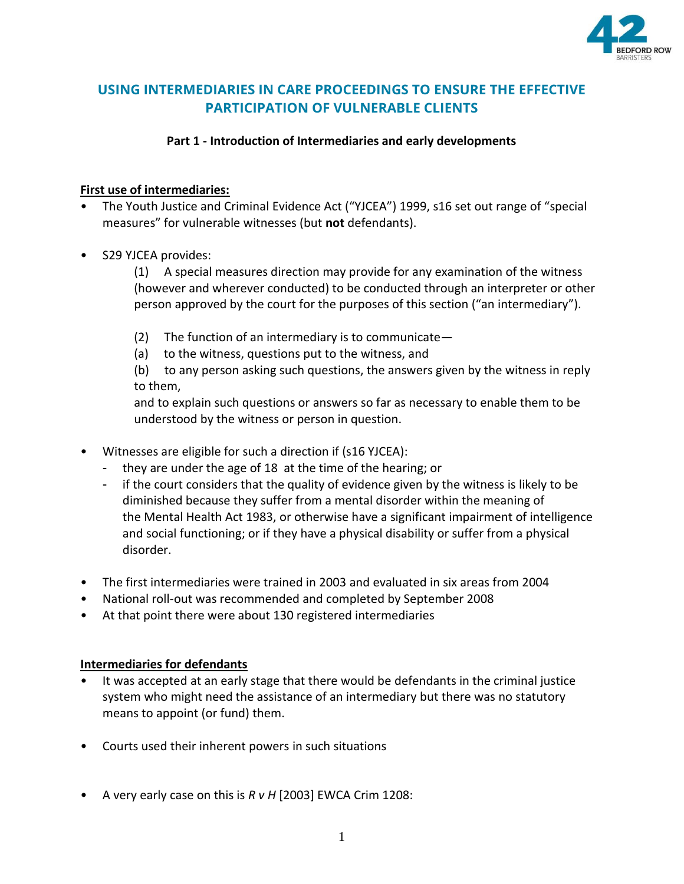# USING INTERMEDIARIES IN CARE PROCEEDINGS TO ENSURE THE EFFECTIVE PARTICIPATION OF VULNERABLE CLIENTS

## Part 1 - Introduction of Intermediaries and early developments

**First use of intermediaries:**

- The Youth Justice and Criminal Evidence Act ("YJCEA") 1999, s16 set out range of "special measures" for vulnerable witnesses (but **not** defendants).

- S29 YJCEA provides:

  (1) A special measures direction may provide for any examination of the witness (however and wherever conducted) to be conducted through an interpreter or other person approved by the court for the purposes of this section ("an intermediary").

  (2) The function of an intermediary is to communicate—

  (a) to the witness, questions put to the witness, and

  (b) to any person asking such questions, the answers given by the witness in reply to them,

  and to explain such questions or answers so far as necessary to enable them to be understood by the witness or person in question.

- Witnesses are eligible for such a direction if (s16 YJCEA):
  - they are under the age of 18 at the time of the hearing; or
  - if the court considers that the quality of evidence given by the witness is likely to be diminished because they suffer from a mental disorder within the meaning of the Mental Health Act 1983, or otherwise have a significant impairment of intelligence and social functioning; or if they have a physical disability or suffer from a physical disorder.

- The first intermediaries were trained in 2003 and evaluated in six areas from 2004
- National roll-out was recommended and completed by September 2008
- At that point there were about 130 registered intermediaries

**Intermediaries for defendants**

- It was accepted at an early stage that there would be defendants in the criminal justice system who might need the assistance of an intermediary but there was no statutory means to appoint (or fund) them.

- Courts used their inherent powers in such situations

- A very early case on this is *R v H* [2003] EWCA Crim 1208: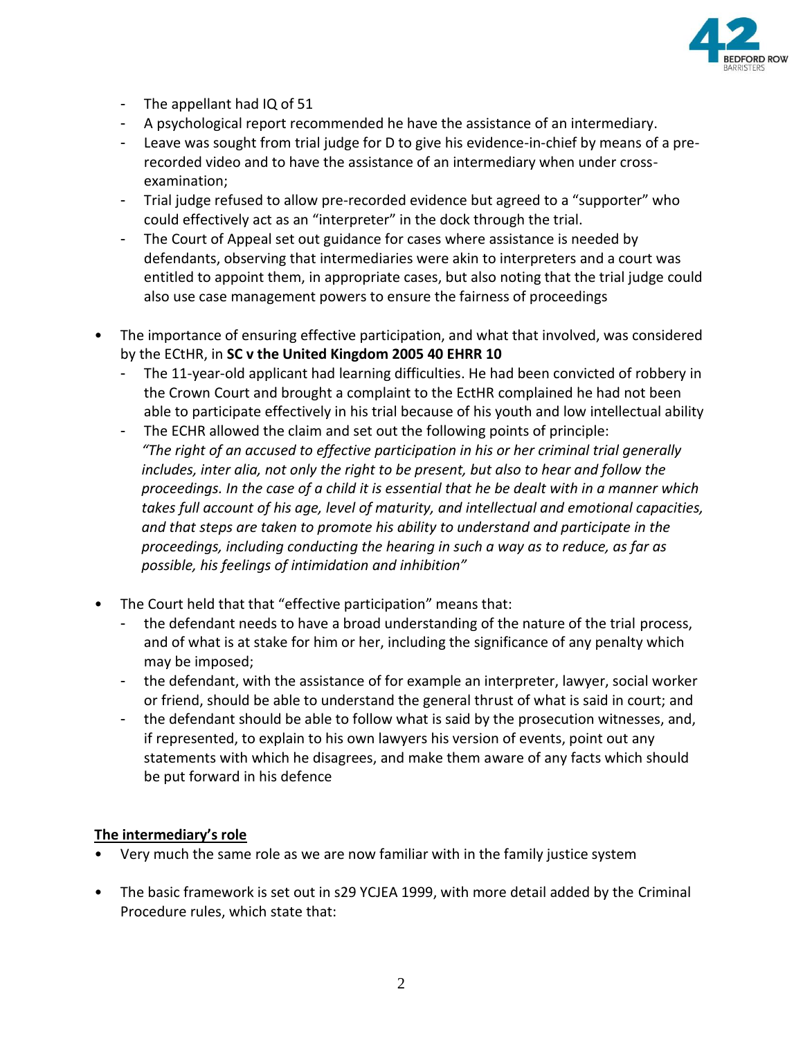- The appellant had IQ of 51
- A psychological report recommended he have the assistance of an intermediary.
- Leave was sought from trial judge for D to give his evidence-in-chief by means of a pre-recorded video and to have the assistance of an intermediary when under cross-examination;
- Trial judge refused to allow pre-recorded evidence but agreed to a "supporter" who could effectively act as an "interpreter" in the dock through the trial.
- The Court of Appeal set out guidance for cases where assistance is needed by defendants, observing that intermediaries were akin to interpreters and a court was entitled to appoint them, in appropriate cases, but also noting that the trial judge could also use case management powers to ensure the fairness of proceedings

- The importance of ensuring effective participation, and what that involved, was considered by the ECtHR, in **SC v the United Kingdom 2005 40 EHRR 10**
  - The 11-year-old applicant had learning difficulties. He had been convicted of robbery in the Crown Court and brought a complaint to the EctHR complained he had not been able to participate effectively in his trial because of his youth and low intellectual ability
  - The ECHR allowed the claim and set out the following points of principle:
    *"The right of an accused to effective participation in his or her criminal trial generally includes, inter alia, not only the right to be present, but also to hear and follow the proceedings. In the case of a child it is essential that he be dealt with in a manner which takes full account of his age, level of maturity, and intellectual and emotional capacities, and that steps are taken to promote his ability to understand and participate in the proceedings, including conducting the hearing in such a way as to reduce, as far as possible, his feelings of intimidation and inhibition"*

- The Court held that that "effective participation" means that:
  - the defendant needs to have a broad understanding of the nature of the trial process, and of what is at stake for him or her, including the significance of any penalty which may be imposed;
  - the defendant, with the assistance of for example an interpreter, lawyer, social worker or friend, should be able to understand the general thrust of what is said in court; and
  - the defendant should be able to follow what is said by the prosecution witnesses, and, if represented, to explain to his own lawyers his version of events, point out any statements with which he disagrees, and make them aware of any facts which should be put forward in his defence

**<u>The intermediary's role</u>**

- Very much the same role as we are now familiar with in the family justice system

- The basic framework is set out in s29 YCJEA 1999, with more detail added by the Criminal Procedure rules, which state that: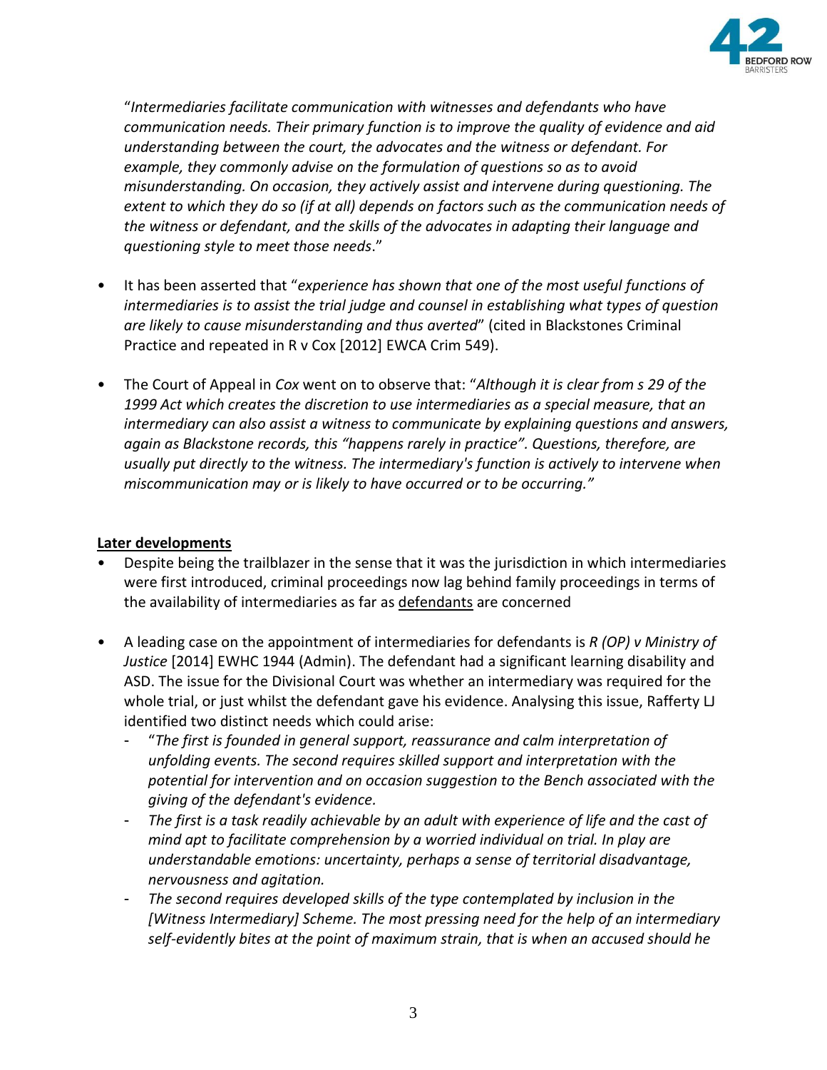"*Intermediaries facilitate communication with witnesses and defendants who have communication needs. Their primary function is to improve the quality of evidence and aid understanding between the court, the advocates and the witness or defendant. For example, they commonly advise on the formulation of questions so as to avoid misunderstanding. On occasion, they actively assist and intervene during questioning. The extent to which they do so (if at all) depends on factors such as the communication needs of the witness or defendant, and the skills of the advocates in adapting their language and questioning style to meet those needs*."

- It has been asserted that "*experience has shown that one of the most useful functions of intermediaries is to assist the trial judge and counsel in establishing what types of question are likely to cause misunderstanding and thus averted*" (cited in Blackstones Criminal Practice and repeated in R v Cox [2012] EWCA Crim 549).

- The Court of Appeal in *Cox* went on to observe that: "*Although it is clear from s 29 of the 1999 Act which creates the discretion to use intermediaries as a special measure, that an intermediary can also assist a witness to communicate by explaining questions and answers, again as Blackstone records, this "happens rarely in practice". Questions, therefore, are usually put directly to the witness. The intermediary's function is actively to intervene when miscommunication may or is likely to have occurred or to be occurring."*

**Later developments**

- Despite being the trailblazer in the sense that it was the jurisdiction in which intermediaries were first introduced, criminal proceedings now lag behind family proceedings in terms of the availability of intermediaries as far as defendants are concerned

- A leading case on the appointment of intermediaries for defendants is *R (OP) v Ministry of Justice* [2014] EWHC 1944 (Admin). The defendant had a significant learning disability and ASD. The issue for the Divisional Court was whether an intermediary was required for the whole trial, or just whilst the defendant gave his evidence. Analysing this issue, Rafferty LJ identified two distinct needs which could arise:
  - "*The first is founded in general support, reassurance and calm interpretation of unfolding events. The second requires skilled support and interpretation with the potential for intervention and on occasion suggestion to the Bench associated with the giving of the defendant's evidence.*
  - *The first is a task readily achievable by an adult with experience of life and the cast of mind apt to facilitate comprehension by a worried individual on trial. In play are understandable emotions: uncertainty, perhaps a sense of territorial disadvantage, nervousness and agitation.*
  - *The second requires developed skills of the type contemplated by inclusion in the [Witness Intermediary] Scheme. The most pressing need for the help of an intermediary self-evidently bites at the point of maximum strain, that is when an accused should he*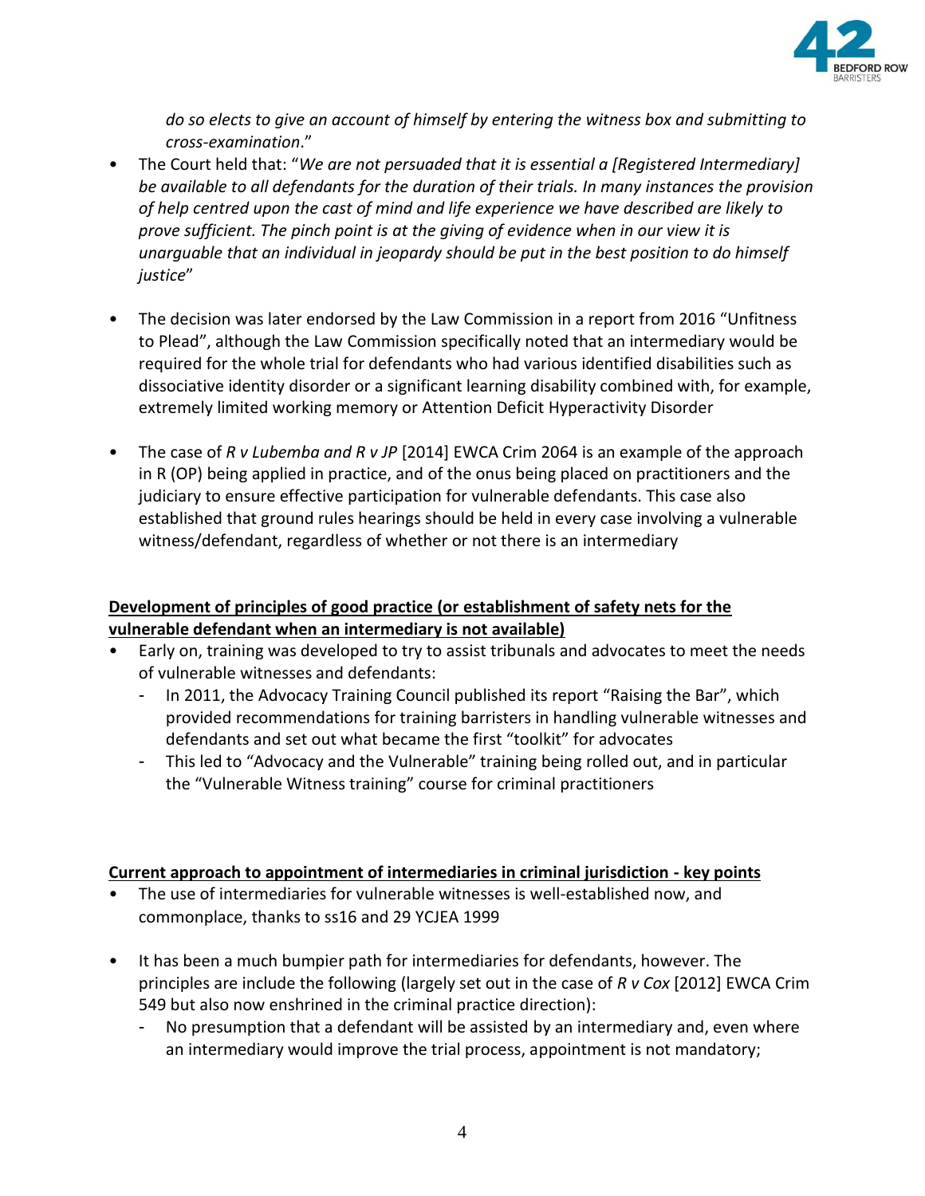*do so elects to give an account of himself by entering the witness box and submitting to cross-examination*."

- The Court held that: "*We are not persuaded that it is essential a [Registered Intermediary] be available to all defendants for the duration of their trials. In many instances the provision of help centred upon the cast of mind and life experience we have described are likely to prove sufficient. The pinch point is at the giving of evidence when in our view it is unarguable that an individual in jeopardy should be put in the best position to do himself justice*"

- The decision was later endorsed by the Law Commission in a report from 2016 "Unfitness to Plead", although the Law Commission specifically noted that an intermediary would be required for the whole trial for defendants who had various identified disabilities such as dissociative identity disorder or a significant learning disability combined with, for example, extremely limited working memory or Attention Deficit Hyperactivity Disorder

- The case of *R v Lubemba and R v JP* [2014] EWCA Crim 2064 is an example of the approach in R (OP) being applied in practice, and of the onus being placed on practitioners and the judiciary to ensure effective participation for vulnerable defendants. This case also established that ground rules hearings should be held in every case involving a vulnerable witness/defendant, regardless of whether or not there is an intermediary

**<u>Development of principles of good practice (or establishment of safety nets for the vulnerable defendant when an intermediary is not available)</u>**

- Early on, training was developed to try to assist tribunals and advocates to meet the needs of vulnerable witnesses and defendants:
  - In 2011, the Advocacy Training Council published its report "Raising the Bar", which provided recommendations for training barristers in handling vulnerable witnesses and defendants and set out what became the first "toolkit" for advocates
  - This led to "Advocacy and the Vulnerable" training being rolled out, and in particular the "Vulnerable Witness training" course for criminal practitioners

**<u>Current approach to appointment of intermediaries in criminal jurisdiction - key points</u>**

- The use of intermediaries for vulnerable witnesses is well-established now, and commonplace, thanks to ss16 and 29 YCJEA 1999

- It has been a much bumpier path for intermediaries for defendants, however. The principles are include the following (largely set out in the case of *R v Cox* [2012] EWCA Crim 549 but also now enshrined in the criminal practice direction):
  - No presumption that a defendant will be assisted by an intermediary and, even where an intermediary would improve the trial process, appointment is not mandatory;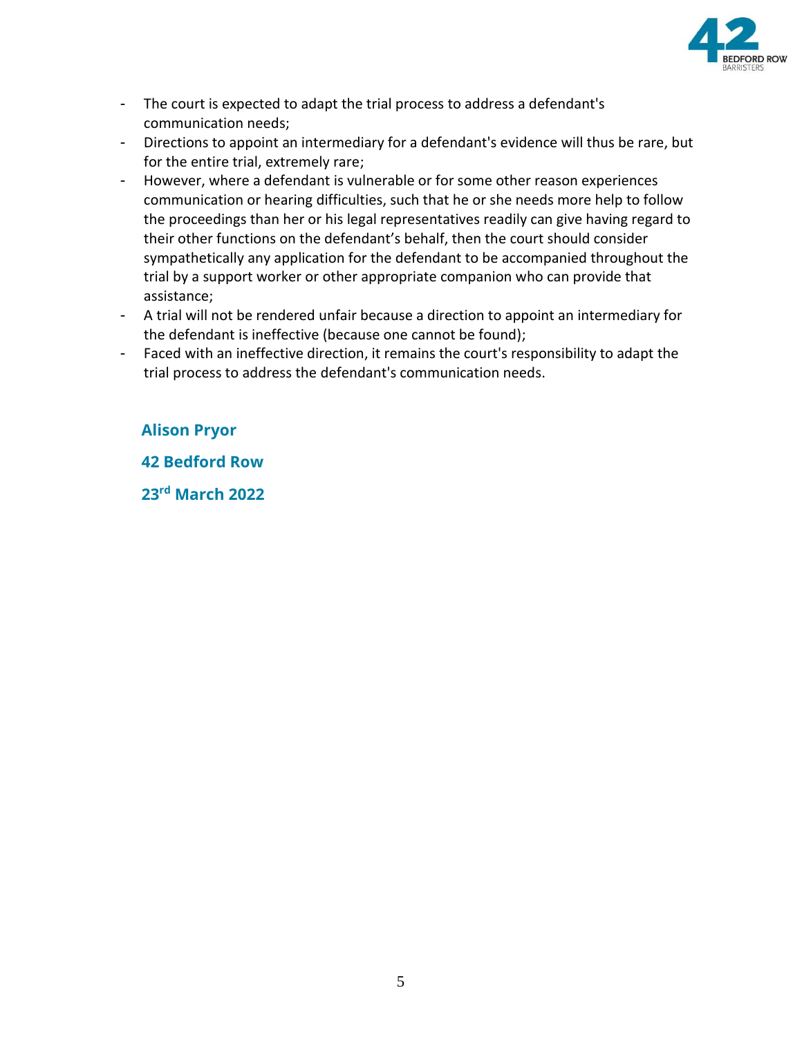- The court is expected to adapt the trial process to address a defendant's communication needs;
- Directions to appoint an intermediary for a defendant's evidence will thus be rare, but for the entire trial, extremely rare;
- However, where a defendant is vulnerable or for some other reason experiences communication or hearing difficulties, such that he or she needs more help to follow the proceedings than her or his legal representatives readily can give having regard to their other functions on the defendant's behalf, then the court should consider sympathetically any application for the defendant to be accompanied throughout the trial by a support worker or other appropriate companion who can provide that assistance;
- A trial will not be rendered unfair because a direction to appoint an intermediary for the defendant is ineffective (because one cannot be found);
- Faced with an ineffective direction, it remains the court's responsibility to adapt the trial process to address the defendant's communication needs.

**Alison Pryor**

**42 Bedford Row**

**23rd March 2022**